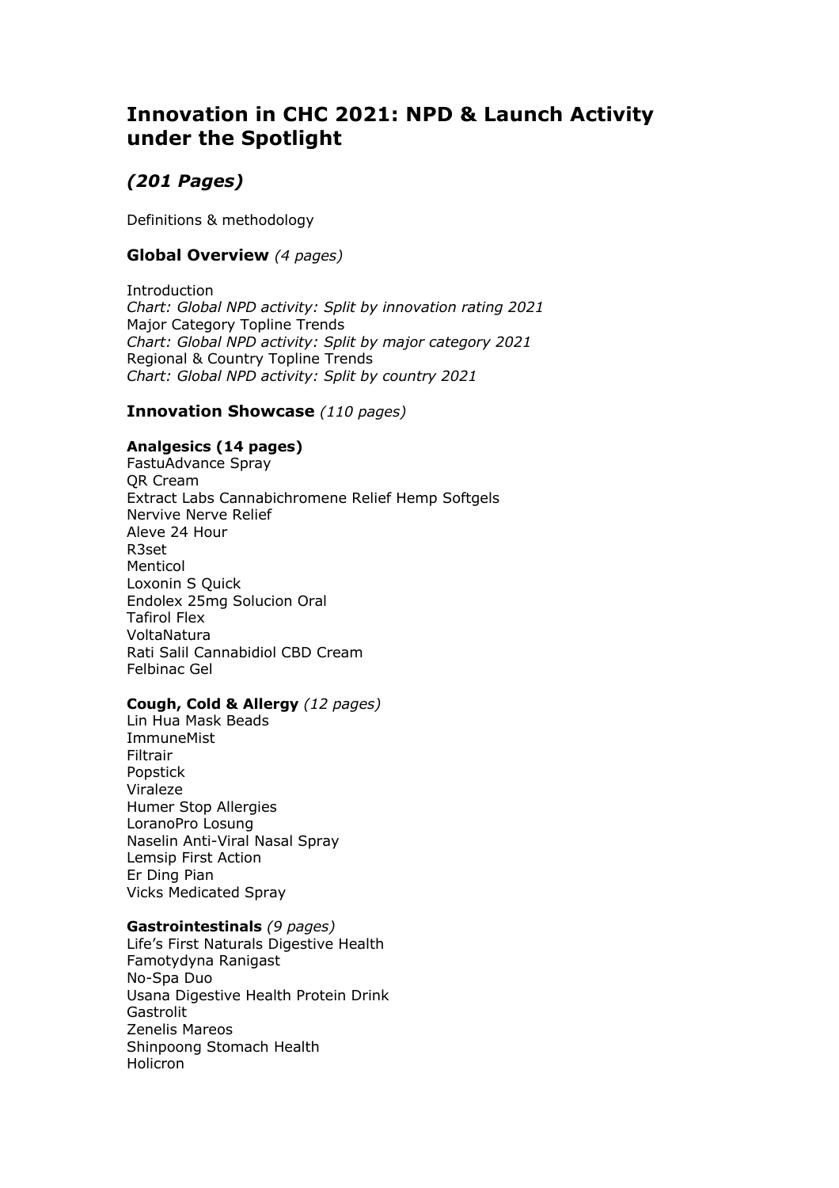# Innovation in CHC 2021: NPD & Launch Activity under the Spotlight

## *(201 Pages)*

Definitions & methodology

### Global Overview *(4 pages)*

Introduction
*Chart: Global NPD activity: Split by innovation rating 2021*
Major Category Topline Trends
*Chart: Global NPD activity: Split by major category 2021*
Regional & Country Topline Trends
*Chart: Global NPD activity: Split by country 2021*

### Innovation Showcase *(110 pages)*

**Analgesics (14 pages)**
FastuAdvance Spray
QR Cream
Extract Labs Cannabichromene Relief Hemp Softgels
Nervive Nerve Relief
Aleve 24 Hour
R3set
Menticol
Loxonin S Quick
Endolex 25mg Solucion Oral
Tafirol Flex
VoltaNatura
Rati Salil Cannabidiol CBD Cream
Felbinac Gel

**Cough, Cold & Allergy** *(12 pages)*
Lin Hua Mask Beads
ImmuneMist
Filtrair
Popstick
Viraleze
Humer Stop Allergies
LoranoPro Losung
Naselin Anti-Viral Nasal Spray
Lemsip First Action
Er Ding Pian
Vicks Medicated Spray

**Gastrointestinals** *(9 pages)*
Life's First Naturals Digestive Health
Famotydyna Ranigast
No-Spa Duo
Usana Digestive Health Protein Drink
Gastrolit
Zenelis Mareos
Shinpoong Stomach Health
Holicron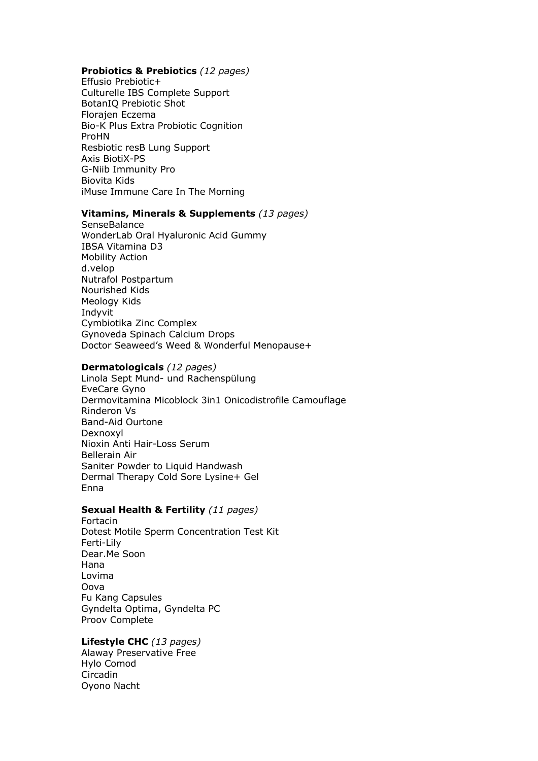**Probiotics & Prebiotics** *(12 pages)*
Effusio Prebiotic+
Culturelle IBS Complete Support
BotanIQ Prebiotic Shot
Florajen Eczema
Bio-K Plus Extra Probiotic Cognition
ProHN
Resbiotic resB Lung Support
Axis BiotiX-PS
G-Niib Immunity Pro
Biovita Kids
iMuse Immune Care In The Morning

**Vitamins, Minerals & Supplements** *(13 pages)*
SenseBalance
WonderLab Oral Hyaluronic Acid Gummy
IBSA Vitamina D3
Mobility Action
d.velop
Nutrafol Postpartum
Nourished Kids
Meology Kids
Indyvit
Cymbiotika Zinc Complex
Gynoveda Spinach Calcium Drops
Doctor Seaweed's Weed & Wonderful Menopause+

**Dermatologicals** *(12 pages)*
Linola Sept Mund- und Rachenspülung
EveCare Gyno
Dermovitamina Micoblock 3in1 Onicodistrofile Camouflage
Rinderon Vs
Band-Aid Ourtone
Dexnoxyl
Nioxin Anti Hair-Loss Serum
Bellerain Air
Saniter Powder to Liquid Handwash
Dermal Therapy Cold Sore Lysine+ Gel
Enna

**Sexual Health & Fertility** *(11 pages)*
Fortacin
Dotest Motile Sperm Concentration Test Kit
Ferti-Lily
Dear.Me Soon
Hana
Lovima
Oova
Fu Kang Capsules
Gyndelta Optima, Gyndelta PC
Proov Complete

**Lifestyle CHC** *(13 pages)*
Alaway Preservative Free
Hylo Comod
Circadin
Oyono Nacht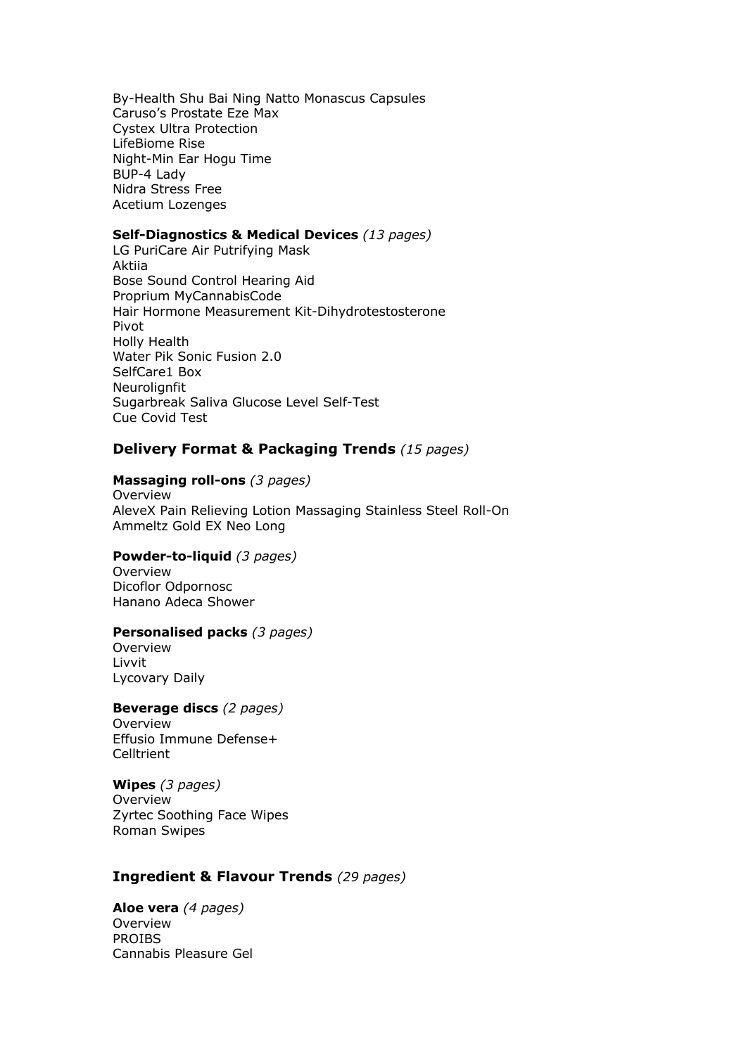By-Health Shu Bai Ning Natto Monascus Capsules
Caruso's Prostate Eze Max
Cystex Ultra Protection
LifeBiome Rise
Night-Min Ear Hogu Time
BUP-4 Lady
Nidra Stress Free
Acetium Lozenges

**Self-Diagnostics & Medical Devices** *(13 pages)*
LG PuriCare Air Putrifying Mask
Aktiia
Bose Sound Control Hearing Aid
Proprium MyCannabisCode
Hair Hormone Measurement Kit-Dihydrotestosterone
Pivot
Holly Health
Water Pik Sonic Fusion 2.0
SelfCare1 Box
Neurolignfit
Sugarbreak Saliva Glucose Level Self-Test
Cue Covid Test

## Delivery Format & Packaging Trends *(15 pages)*

**Massaging roll-ons** *(3 pages)*
Overview
AleveX Pain Relieving Lotion Massaging Stainless Steel Roll-On
Ammeltz Gold EX Neo Long

**Powder-to-liquid** *(3 pages)*
Overview
Dicoflor Odpornosc
Hanano Adeca Shower

**Personalised packs** *(3 pages)*
Overview
Livvit
Lycovary Daily

**Beverage discs** *(2 pages)*
Overview
Effusio Immune Defense+
Celltrient

**Wipes** *(3 pages)*
Overview
Zyrtec Soothing Face Wipes
Roman Swipes

## Ingredient & Flavour Trends *(29 pages)*

**Aloe vera** *(4 pages)*
Overview
PROIBS
Cannabis Pleasure Gel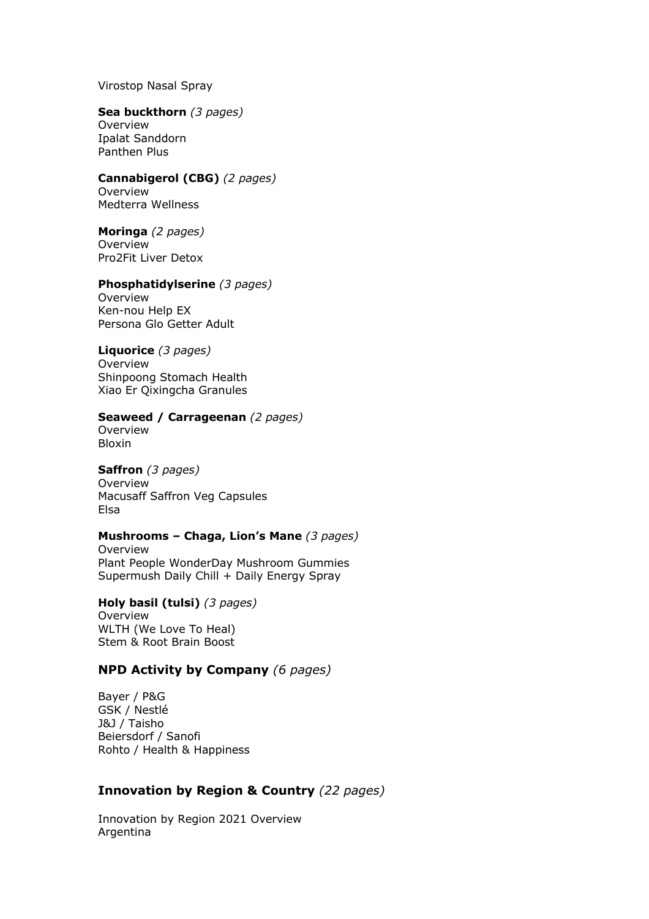Virostop Nasal Spray

**Sea buckthorn** *(3 pages)*
Overview
Ipalat Sanddorn
Panthen Plus

**Cannabigerol (CBG)** *(2 pages)*
Overview
Medterra Wellness

**Moringa** *(2 pages)*
Overview
Pro2Fit Liver Detox

**Phosphatidylserine** *(3 pages)*
Overview
Ken-nou Help EX
Persona Glo Getter Adult

**Liquorice** *(3 pages)*
Overview
Shinpoong Stomach Health
Xiao Er Qixingcha Granules

**Seaweed / Carrageenan** *(2 pages)*
Overview
Bloxin

**Saffron** *(3 pages)*
Overview
Macusaff Saffron Veg Capsules
Elsa

**Mushrooms – Chaga, Lion's Mane** *(3 pages)*
Overview
Plant People WonderDay Mushroom Gummies
Supermush Daily Chill + Daily Energy Spray

**Holy basil (tulsi)** *(3 pages)*
Overview
WLTH (We Love To Heal)
Stem & Root Brain Boost

## NPD Activity by Company *(6 pages)*

Bayer / P&G
GSK / Nestlé
J&J / Taisho
Beiersdorf / Sanofi
Rohto / Health & Happiness

## Innovation by Region & Country *(22 pages)*

Innovation by Region 2021 Overview
Argentina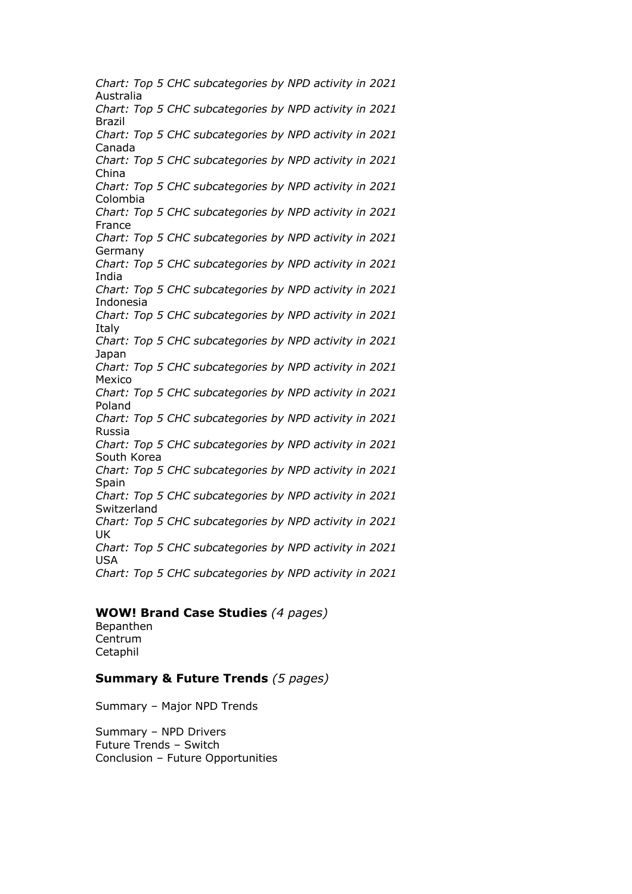*Chart: Top 5 CHC subcategories by NPD activity in 2021*
Australia
*Chart: Top 5 CHC subcategories by NPD activity in 2021*
Brazil
*Chart: Top 5 CHC subcategories by NPD activity in 2021*
Canada
*Chart: Top 5 CHC subcategories by NPD activity in 2021*
China
*Chart: Top 5 CHC subcategories by NPD activity in 2021*
Colombia
*Chart: Top 5 CHC subcategories by NPD activity in 2021*
France
*Chart: Top 5 CHC subcategories by NPD activity in 2021*
Germany
*Chart: Top 5 CHC subcategories by NPD activity in 2021*
India
*Chart: Top 5 CHC subcategories by NPD activity in 2021*
Indonesia
*Chart: Top 5 CHC subcategories by NPD activity in 2021*
Italy
*Chart: Top 5 CHC subcategories by NPD activity in 2021*
Japan
*Chart: Top 5 CHC subcategories by NPD activity in 2021*
Mexico
*Chart: Top 5 CHC subcategories by NPD activity in 2021*
Poland
*Chart: Top 5 CHC subcategories by NPD activity in 2021*
Russia
*Chart: Top 5 CHC subcategories by NPD activity in 2021*
South Korea
*Chart: Top 5 CHC subcategories by NPD activity in 2021*
Spain
*Chart: Top 5 CHC subcategories by NPD activity in 2021*
Switzerland
*Chart: Top 5 CHC subcategories by NPD activity in 2021*
UK
*Chart: Top 5 CHC subcategories by NPD activity in 2021*
USA
*Chart: Top 5 CHC subcategories by NPD activity in 2021*

**WOW! Brand Case Studies** *(4 pages)*

Bepanthen
Centrum
Cetaphil

**Summary & Future Trends** *(5 pages)*

Summary – Major NPD Trends

Summary – NPD Drivers
Future Trends – Switch
Conclusion – Future Opportunities